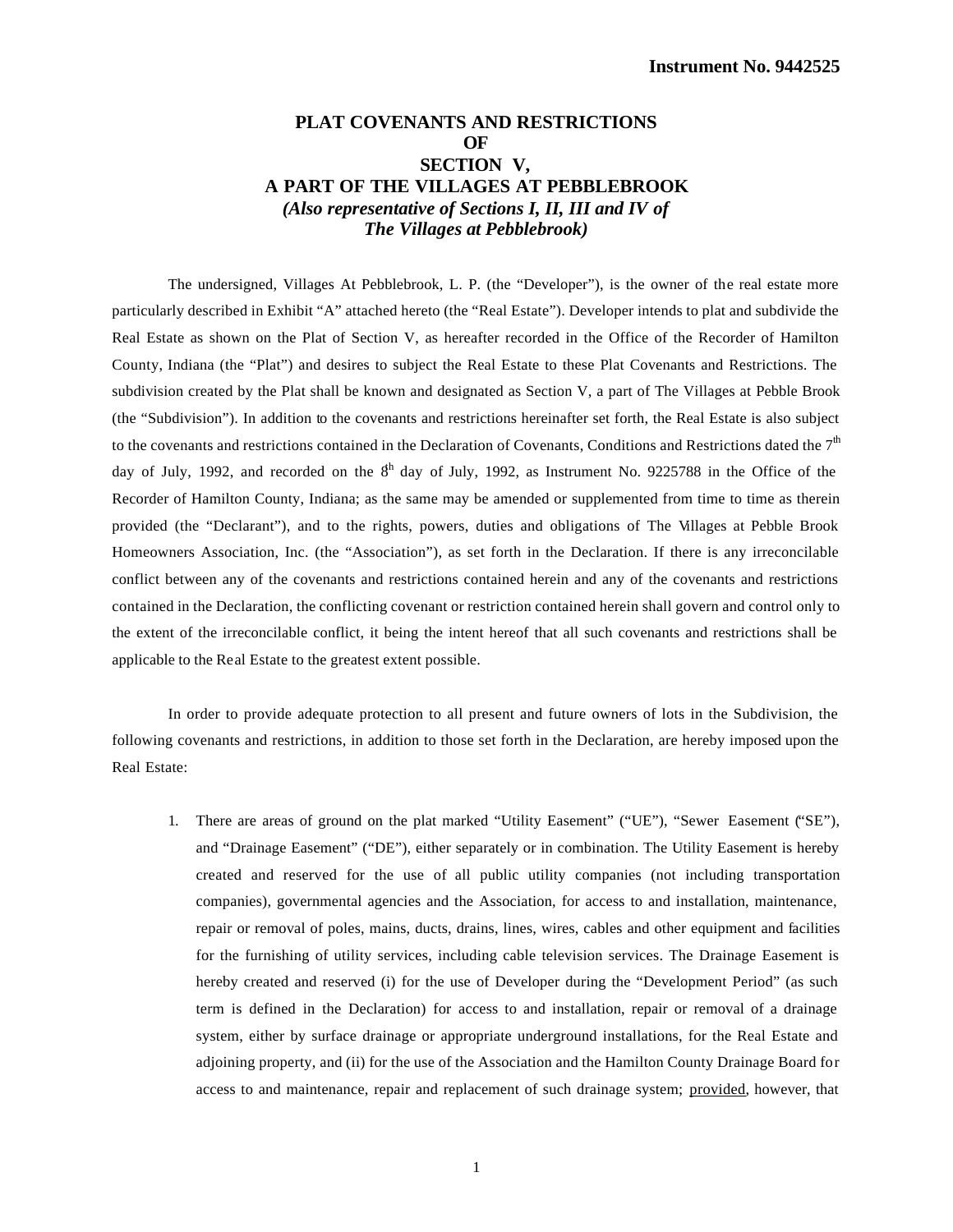**Instrument No. 9442525**

# PLAT COVENANTS AND RESTRICTIONS OF SECTION V, A PART OF THE VILLAGES AT PEBBLEBROOK

***(Also representative of Sections I, II, III and IV of The Villages at Pebblebrook)***

The undersigned, Villages At Pebblebrook, L. P. (the "Developer"), is the owner of the real estate more particularly described in Exhibit "A" attached hereto (the "Real Estate"). Developer intends to plat and subdivide the Real Estate as shown on the Plat of Section V, as hereafter recorded in the Office of the Recorder of Hamilton County, Indiana (the "Plat") and desires to subject the Real Estate to these Plat Covenants and Restrictions. The subdivision created by the Plat shall be known and designated as Section V, a part of The Villages at Pebble Brook (the "Subdivision"). In addition to the covenants and restrictions hereinafter set forth, the Real Estate is also subject to the covenants and restrictions contained in the Declaration of Covenants, Conditions and Restrictions dated the 7th day of July, 1992, and recorded on the 8th day of July, 1992, as Instrument No. 9225788 in the Office of the Recorder of Hamilton County, Indiana; as the same may be amended or supplemented from time to time as therein provided (the "Declarant"), and to the rights, powers, duties and obligations of The Villages at Pebble Brook Homeowners Association, Inc. (the "Association"), as set forth in the Declaration. If there is any irreconcilable conflict between any of the covenants and restrictions contained herein and any of the covenants and restrictions contained in the Declaration, the conflicting covenant or restriction contained herein shall govern and control only to the extent of the irreconcilable conflict, it being the intent hereof that all such covenants and restrictions shall be applicable to the Real Estate to the greatest extent possible.

In order to provide adequate protection to all present and future owners of lots in the Subdivision, the following covenants and restrictions, in addition to those set forth in the Declaration, are hereby imposed upon the Real Estate:

1. There are areas of ground on the plat marked "Utility Easement" ("UE"), "Sewer Easement ("SE"), and "Drainage Easement" ("DE"), either separately or in combination. The Utility Easement is hereby created and reserved for the use of all public utility companies (not including transportation companies), governmental agencies and the Association, for access to and installation, maintenance, repair or removal of poles, mains, ducts, drains, lines, wires, cables and other equipment and facilities for the furnishing of utility services, including cable television services. The Drainage Easement is hereby created and reserved (i) for the use of Developer during the "Development Period" (as such term is defined in the Declaration) for access to and installation, repair or removal of a drainage system, either by surface drainage or appropriate underground installations, for the Real Estate and adjoining property, and (ii) for the use of the Association and the Hamilton County Drainage Board for access to and maintenance, repair and replacement of such drainage system; provided, however, that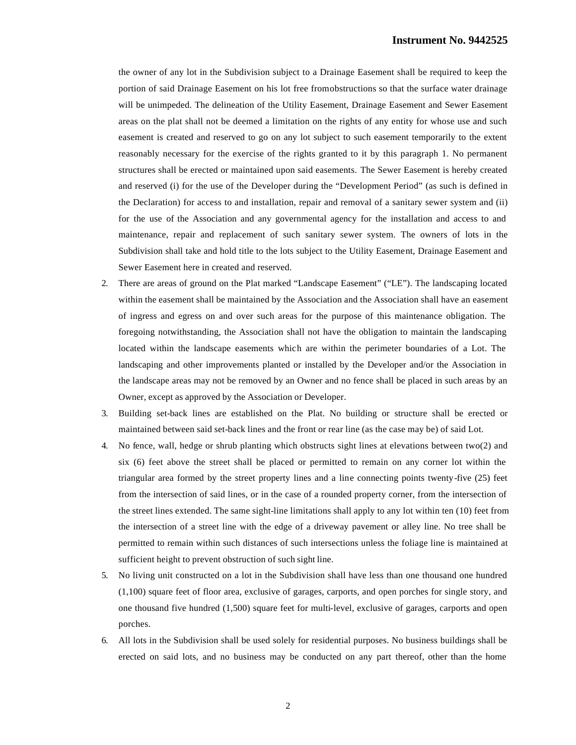the owner of any lot in the Subdivision subject to a Drainage Easement shall be required to keep the portion of said Drainage Easement on his lot free fromobstructions so that the surface water drainage will be unimpeded. The delineation of the Utility Easement, Drainage Easement and Sewer Easement areas on the plat shall not be deemed a limitation on the rights of any entity for whose use and such easement is created and reserved to go on any lot subject to such easement temporarily to the extent reasonably necessary for the exercise of the rights granted to it by this paragraph 1. No permanent structures shall be erected or maintained upon said easements. The Sewer Easement is hereby created and reserved (i) for the use of the Developer during the "Development Period" (as such is defined in the Declaration) for access to and installation, repair and removal of a sanitary sewer system and (ii) for the use of the Association and any governmental agency for the installation and access to and maintenance, repair and replacement of such sanitary sewer system. The owners of lots in the Subdivision shall take and hold title to the lots subject to the Utility Easement, Drainage Easement and Sewer Easement here in created and reserved.

2. There are areas of ground on the Plat marked "Landscape Easement" ("LE"). The landscaping located within the easement shall be maintained by the Association and the Association shall have an easement of ingress and egress on and over such areas for the purpose of this maintenance obligation. The foregoing notwithstanding, the Association shall not have the obligation to maintain the landscaping located within the landscape easements which are within the perimeter boundaries of a Lot. The landscaping and other improvements planted or installed by the Developer and/or the Association in the landscape areas may not be removed by an Owner and no fence shall be placed in such areas by an Owner, except as approved by the Association or Developer.

3. Building set-back lines are established on the Plat. No building or structure shall be erected or maintained between said set-back lines and the front or rear line (as the case may be) of said Lot.

4. No fence, wall, hedge or shrub planting which obstructs sight lines at elevations between two(2) and six (6) feet above the street shall be placed or permitted to remain on any corner lot within the triangular area formed by the street property lines and a line connecting points twenty-five (25) feet from the intersection of said lines, or in the case of a rounded property corner, from the intersection of the street lines extended. The same sight-line limitations shall apply to any lot within ten (10) feet from the intersection of a street line with the edge of a driveway pavement or alley line. No tree shall be permitted to remain within such distances of such intersections unless the foliage line is maintained at sufficient height to prevent obstruction of such sight line.

5. No living unit constructed on a lot in the Subdivision shall have less than one thousand one hundred (1,100) square feet of floor area, exclusive of garages, carports, and open porches for single story, and one thousand five hundred (1,500) square feet for multi-level, exclusive of garages, carports and open porches.

6. All lots in the Subdivision shall be used solely for residential purposes. No business buildings shall be erected on said lots, and no business may be conducted on any part thereof, other than the home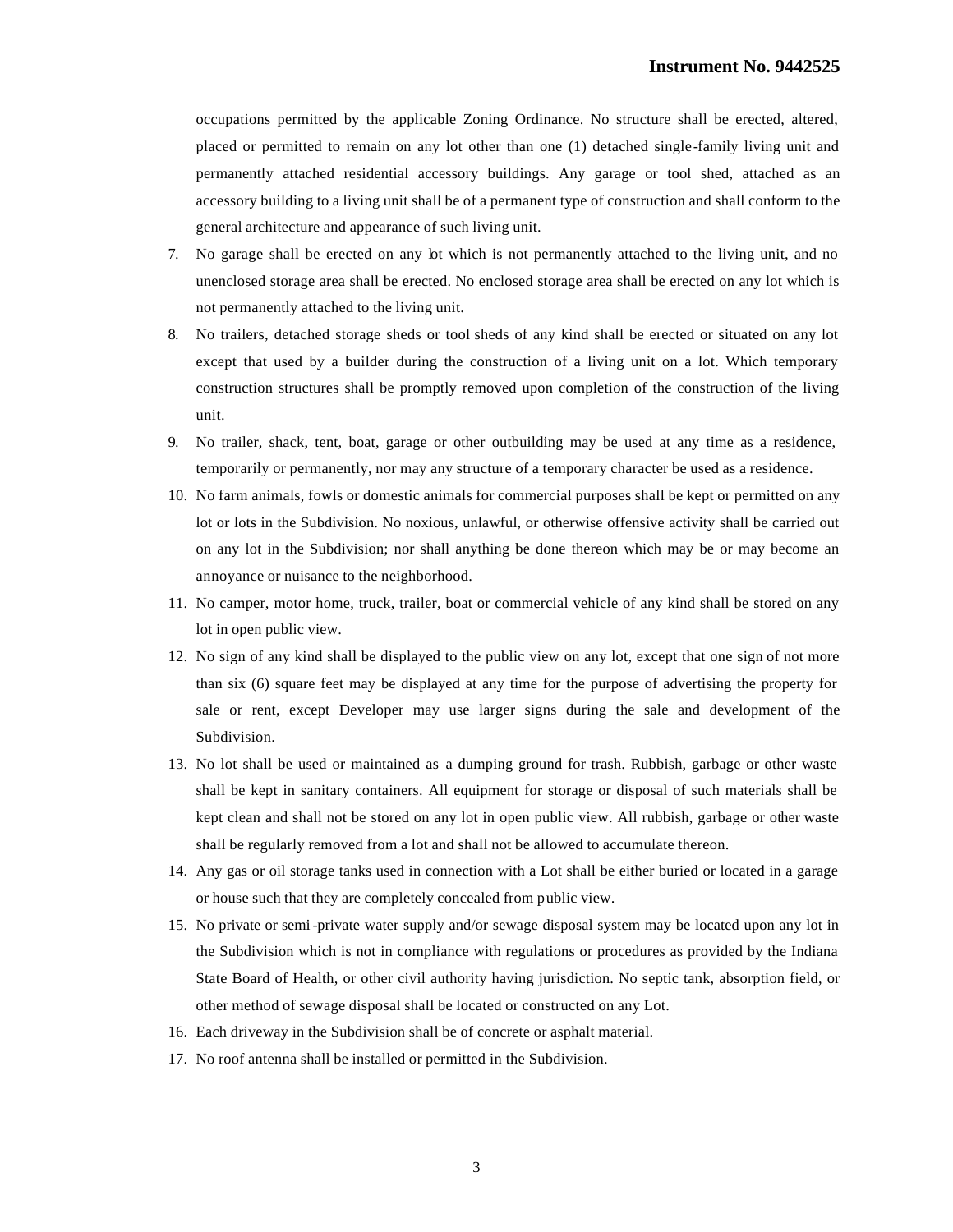occupations permitted by the applicable Zoning Ordinance. No structure shall be erected, altered, placed or permitted to remain on any lot other than one (1) detached single-family living unit and permanently attached residential accessory buildings. Any garage or tool shed, attached as an accessory building to a living unit shall be of a permanent type of construction and shall conform to the general architecture and appearance of such living unit.

7. No garage shall be erected on any lot which is not permanently attached to the living unit, and no unenclosed storage area shall be erected. No enclosed storage area shall be erected on any lot which is not permanently attached to the living unit.
8. No trailers, detached storage sheds or tool sheds of any kind shall be erected or situated on any lot except that used by a builder during the construction of a living unit on a lot. Which temporary construction structures shall be promptly removed upon completion of the construction of the living unit.
9. No trailer, shack, tent, boat, garage or other outbuilding may be used at any time as a residence, temporarily or permanently, nor may any structure of a temporary character be used as a residence.
10. No farm animals, fowls or domestic animals for commercial purposes shall be kept or permitted on any lot or lots in the Subdivision. No noxious, unlawful, or otherwise offensive activity shall be carried out on any lot in the Subdivision; nor shall anything be done thereon which may be or may become an annoyance or nuisance to the neighborhood.
11. No camper, motor home, truck, trailer, boat or commercial vehicle of any kind shall be stored on any lot in open public view.
12. No sign of any kind shall be displayed to the public view on any lot, except that one sign of not more than six (6) square feet may be displayed at any time for the purpose of advertising the property for sale or rent, except Developer may use larger signs during the sale and development of the Subdivision.
13. No lot shall be used or maintained as a dumping ground for trash. Rubbish, garbage or other waste shall be kept in sanitary containers. All equipment for storage or disposal of such materials shall be kept clean and shall not be stored on any lot in open public view. All rubbish, garbage or other waste shall be regularly removed from a lot and shall not be allowed to accumulate thereon.
14. Any gas or oil storage tanks used in connection with a Lot shall be either buried or located in a garage or house such that they are completely concealed from public view.
15. No private or semi-private water supply and/or sewage disposal system may be located upon any lot in the Subdivision which is not in compliance with regulations or procedures as provided by the Indiana State Board of Health, or other civil authority having jurisdiction. No septic tank, absorption field, or other method of sewage disposal shall be located or constructed on any Lot.
16. Each driveway in the Subdivision shall be of concrete or asphalt material.
17. No roof antenna shall be installed or permitted in the Subdivision.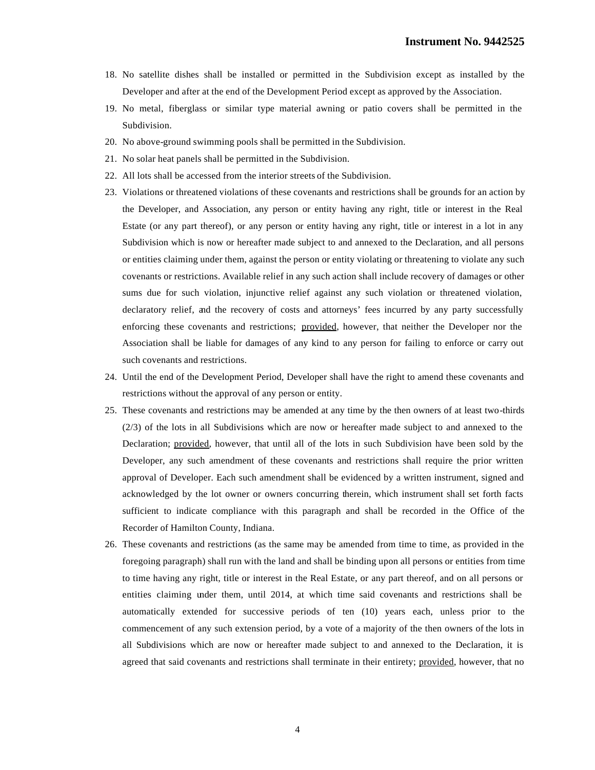18. No satellite dishes shall be installed or permitted in the Subdivision except as installed by the Developer and after at the end of the Development Period except as approved by the Association.
19. No metal, fiberglass or similar type material awning or patio covers shall be permitted in the Subdivision.
20. No above-ground swimming pools shall be permitted in the Subdivision.
21. No solar heat panels shall be permitted in the Subdivision.
22. All lots shall be accessed from the interior streets of the Subdivision.
23. Violations or threatened violations of these covenants and restrictions shall be grounds for an action by the Developer, and Association, any person or entity having any right, title or interest in the Real Estate (or any part thereof), or any person or entity having any right, title or interest in a lot in any Subdivision which is now or hereafter made subject to and annexed to the Declaration, and all persons or entities claiming under them, against the person or entity violating or threatening to violate any such covenants or restrictions. Available relief in any such action shall include recovery of damages or other sums due for such violation, injunctive relief against any such violation or threatened violation, declaratory relief, and the recovery of costs and attorneys' fees incurred by any party successfully enforcing these covenants and restrictions; provided, however, that neither the Developer nor the Association shall be liable for damages of any kind to any person for failing to enforce or carry out such covenants and restrictions.
24. Until the end of the Development Period, Developer shall have the right to amend these covenants and restrictions without the approval of any person or entity.
25. These covenants and restrictions may be amended at any time by the then owners of at least two-thirds (2/3) of the lots in all Subdivisions which are now or hereafter made subject to and annexed to the Declaration; provided, however, that until all of the lots in such Subdivision have been sold by the Developer, any such amendment of these covenants and restrictions shall require the prior written approval of Developer. Each such amendment shall be evidenced by a written instrument, signed and acknowledged by the lot owner or owners concurring therein, which instrument shall set forth facts sufficient to indicate compliance with this paragraph and shall be recorded in the Office of the Recorder of Hamilton County, Indiana.
26. These covenants and restrictions (as the same may be amended from time to time, as provided in the foregoing paragraph) shall run with the land and shall be binding upon all persons or entities from time to time having any right, title or interest in the Real Estate, or any part thereof, and on all persons or entities claiming under them, until 2014, at which time said covenants and restrictions shall be automatically extended for successive periods of ten (10) years each, unless prior to the commencement of any such extension period, by a vote of a majority of the then owners of the lots in all Subdivisions which are now or hereafter made subject to and annexed to the Declaration, it is agreed that said covenants and restrictions shall terminate in their entirety; provided, however, that no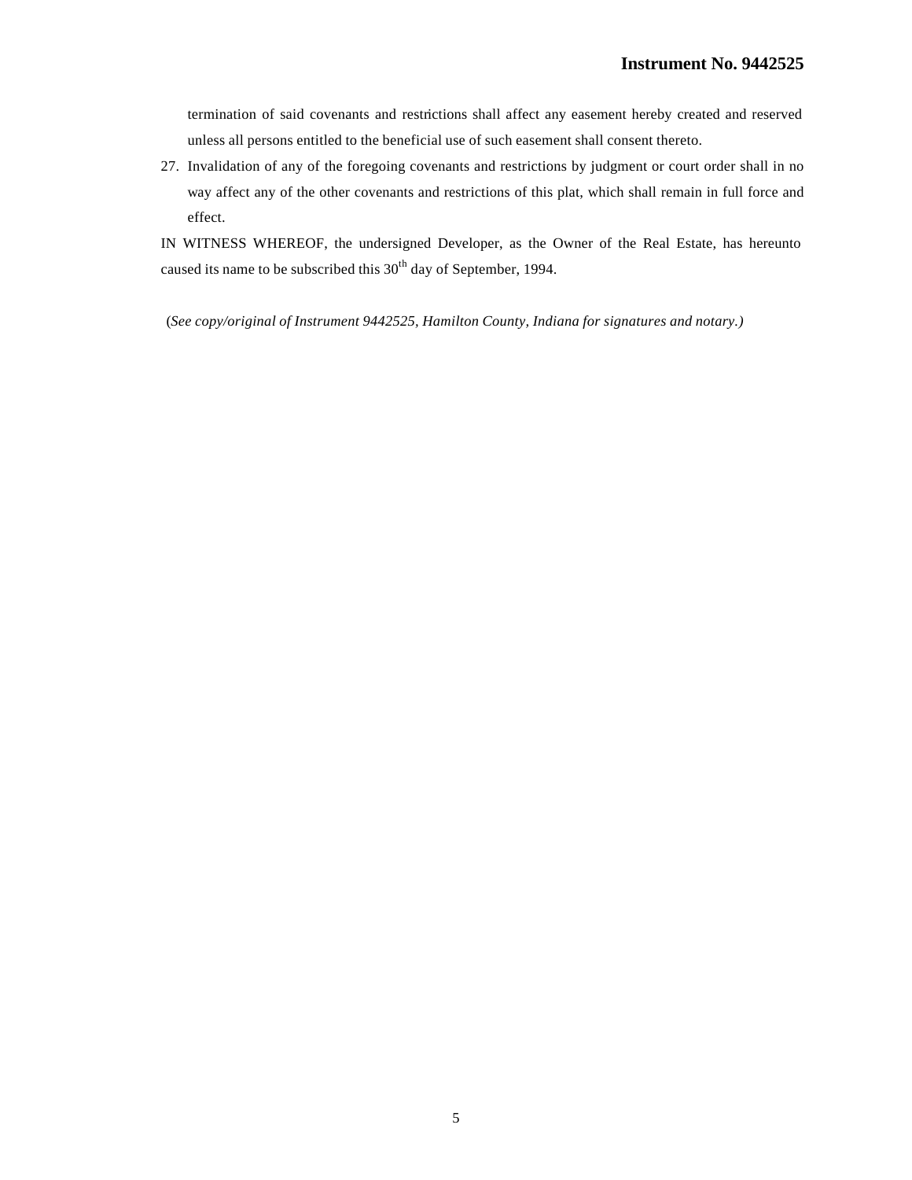termination of said covenants and restrictions shall affect any easement hereby created and reserved unless all persons entitled to the beneficial use of such easement shall consent thereto.

27. Invalidation of any of the foregoing covenants and restrictions by judgment or court order shall in no way affect any of the other covenants and restrictions of this plat, which shall remain in full force and effect.

IN WITNESS WHEREOF, the undersigned Developer, as the Owner of the Real Estate, has hereunto caused its name to be subscribed this 30th day of September, 1994.

(*See copy/original of Instrument 9442525, Hamilton County, Indiana for signatures and notary.)*